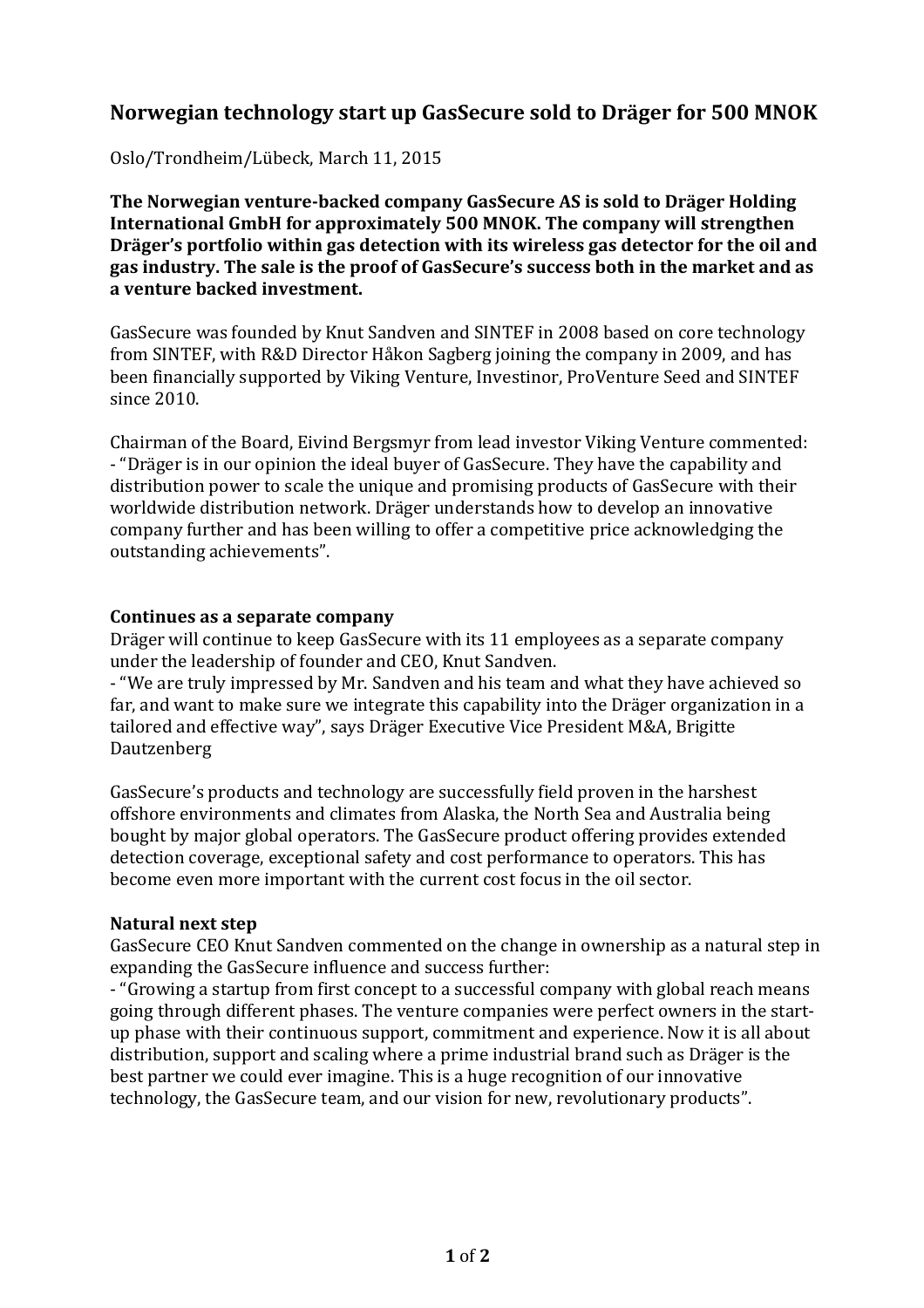# Norwegian technology start up GasSecure sold to Dräger for 500 MNOK

Oslo/Trondheim/Lübeck, March 11, 2015

**The Norwegian venture-backed company GasSecure AS is sold to Dräger Holding International GmbH for approximately 500 MNOK. The company will strengthen Dräger's portfolio within gas detection with its wireless gas detector for the oil and gas industry. The sale is the proof of GasSecure's success both in the market and as a venture backed investment.**

GasSecure was founded by Knut Sandven and SINTEF in 2008 based on core technology from SINTEF, with R&D Director Håkon Sagberg joining the company in 2009, and has been financially supported by Viking Venture, Investinor, ProVenture Seed and SINTEF since 2010.

Chairman of the Board, Eivind Bergsmyr from lead investor Viking Venture commented:
- "Dräger is in our opinion the ideal buyer of GasSecure. They have the capability and distribution power to scale the unique and promising products of GasSecure with their worldwide distribution network. Dräger understands how to develop an innovative company further and has been willing to offer a competitive price acknowledging the outstanding achievements".

## Continues as a separate company

Dräger will continue to keep GasSecure with its 11 employees as a separate company under the leadership of founder and CEO, Knut Sandven.
- "We are truly impressed by Mr. Sandven and his team and what they have achieved so far, and want to make sure we integrate this capability into the Dräger organization in a tailored and effective way", says Dräger Executive Vice President M&A, Brigitte Dautzenberg

GasSecure's products and technology are successfully field proven in the harshest offshore environments and climates from Alaska, the North Sea and Australia being bought by major global operators. The GasSecure product offering provides extended detection coverage, exceptional safety and cost performance to operators. This has become even more important with the current cost focus in the oil sector.

## Natural next step

GasSecure CEO Knut Sandven commented on the change in ownership as a natural step in expanding the GasSecure influence and success further:
- "Growing a startup from first concept to a successful company with global reach means going through different phases. The venture companies were perfect owners in the start-up phase with their continuous support, commitment and experience. Now it is all about distribution, support and scaling where a prime industrial brand such as Dräger is the best partner we could ever imagine. This is a huge recognition of our innovative technology, the GasSecure team, and our vision for new, revolutionary products".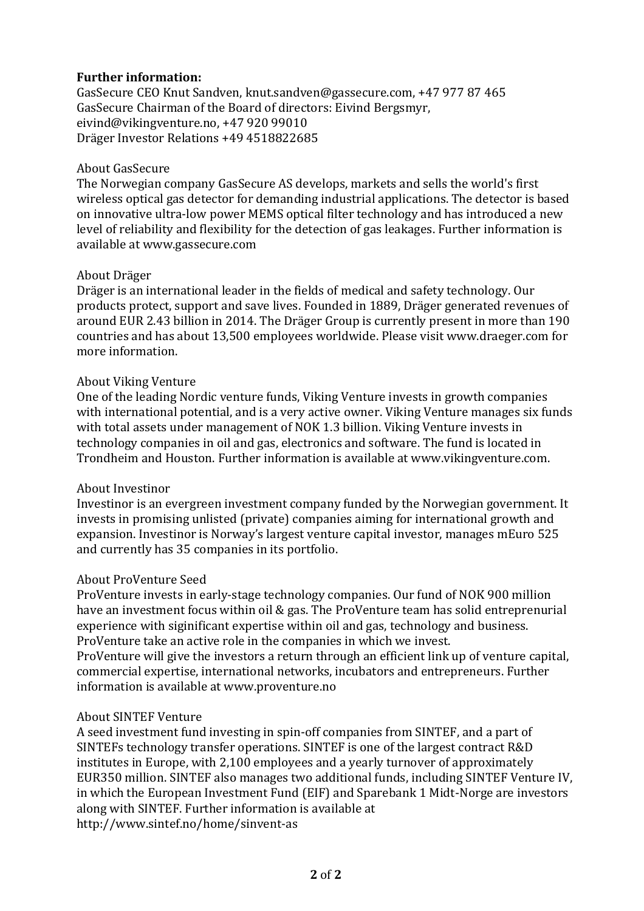**Further information:**
GasSecure CEO Knut Sandven, knut.sandven@gassecure.com, +47 977 87 465
GasSecure Chairman of the Board of directors: Eivind Bergsmyr, eivind@vikingventure.no, +47 920 99010
Dräger Investor Relations +49 4518822685

About GasSecure
The Norwegian company GasSecure AS develops, markets and sells the world's first wireless optical gas detector for demanding industrial applications. The detector is based on innovative ultra-low power MEMS optical filter technology and has introduced a new level of reliability and flexibility for the detection of gas leakages. Further information is available at www.gassecure.com

About Dräger
Dräger is an international leader in the fields of medical and safety technology. Our products protect, support and save lives. Founded in 1889, Dräger generated revenues of around EUR 2.43 billion in 2014. The Dräger Group is currently present in more than 190 countries and has about 13,500 employees worldwide. Please visit www.draeger.com for more information.

About Viking Venture
One of the leading Nordic venture funds, Viking Venture invests in growth companies with international potential, and is a very active owner. Viking Venture manages six funds with total assets under management of NOK 1.3 billion. Viking Venture invests in technology companies in oil and gas, electronics and software. The fund is located in Trondheim and Houston. Further information is available at www.vikingventure.com.

About Investinor
Investinor is an evergreen investment company funded by the Norwegian government. It invests in promising unlisted (private) companies aiming for international growth and expansion. Investinor is Norway's largest venture capital investor, manages mEuro 525 and currently has 35 companies in its portfolio.

About ProVenture Seed
ProVenture invests in early-stage technology companies. Our fund of NOK 900 million have an investment focus within oil & gas. The ProVenture team has solid entreprenurial experience with siginificant expertise within oil and gas, technology and business. ProVenture take an active role in the companies in which we invest.
ProVenture will give the investors a return through an efficient link up of venture capital, commercial expertise, international networks, incubators and entrepreneurs. Further information is available at www.proventure.no

About SINTEF Venture
A seed investment fund investing in spin-off companies from SINTEF, and a part of SINTEFs technology transfer operations. SINTEF is one of the largest contract R&D institutes in Europe, with 2,100 employees and a yearly turnover of approximately EUR350 million. SINTEF also manages two additional funds, including SINTEF Venture IV, in which the European Investment Fund (EIF) and Sparebank 1 Midt-Norge are investors along with SINTEF. Further information is available at http://www.sintef.no/home/sinvent-as